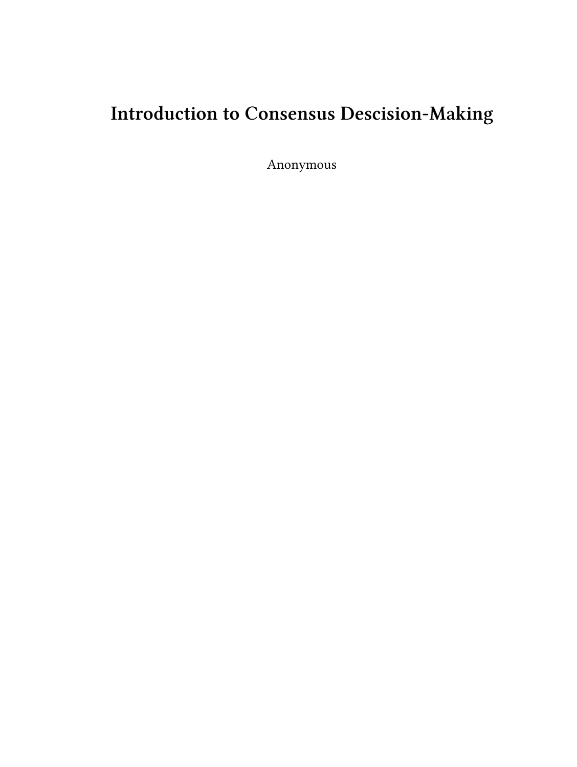# Introduction to Consensus Descision-Making

Anonymous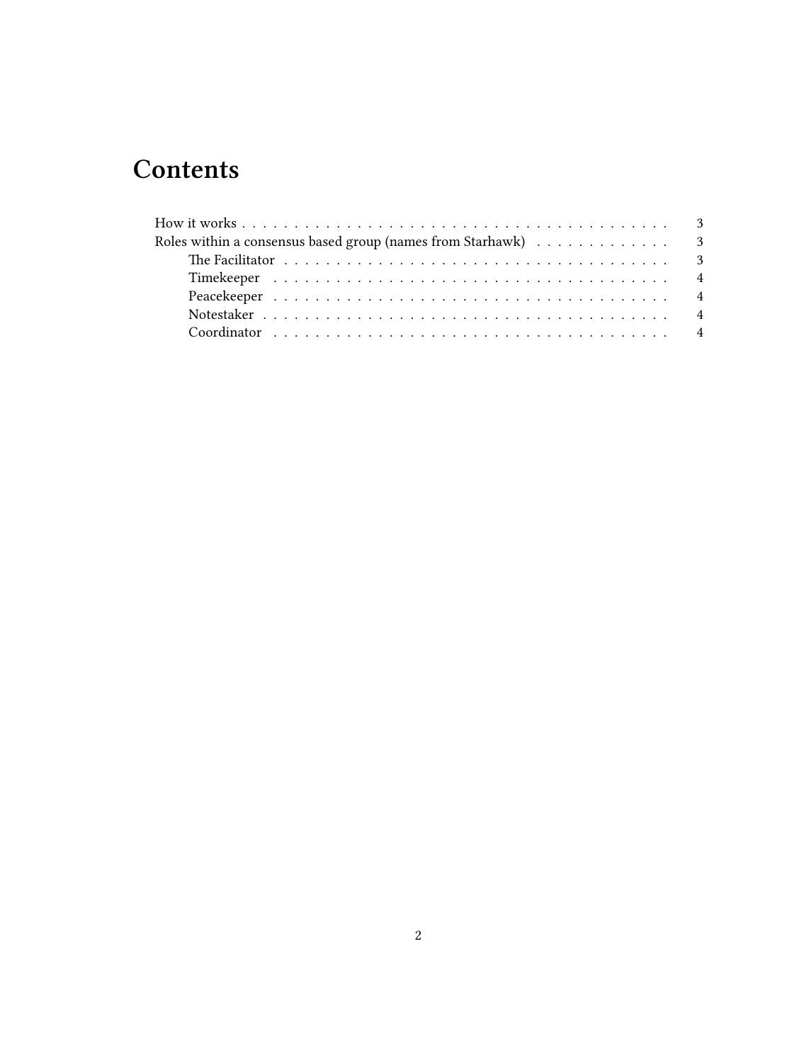# Contents

- How it works . . . . . . . . . . 3
- Roles within a consensus based group (names from Starhawk) . . . . . . . . . . 3
  - The Facilitator . . . . . . . . . . 3
  - Timekeeper . . . . . . . . . . 4
  - Peacekeeper . . . . . . . . . . 4
  - Notestaker . . . . . . . . . . 4
  - Coordinator . . . . . . . . . . 4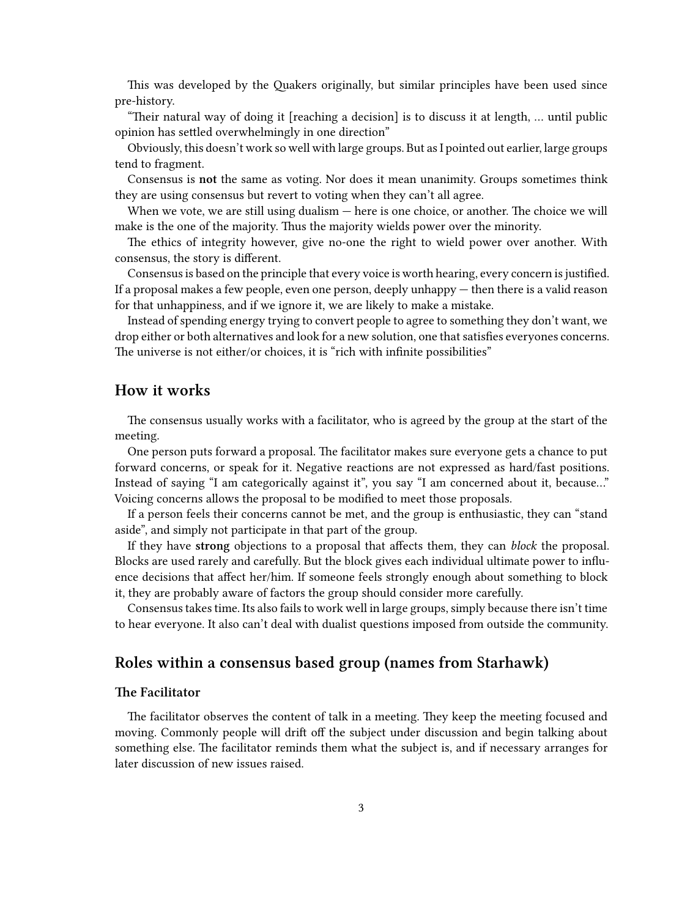This was developed by the Quakers originally, but similar principles have been used since pre-history.

"Their natural way of doing it [reaching a decision] is to discuss it at length, … until public opinion has settled overwhelmingly in one direction"

Obviously, this doesn't work so well with large groups. But as I pointed out earlier, large groups tend to fragment.

Consensus is **not** the same as voting. Nor does it mean unanimity. Groups sometimes think they are using consensus but revert to voting when they can't all agree.

When we vote, we are still using dualism — here is one choice, or another. The choice we will make is the one of the majority. Thus the majority wields power over the minority.

The ethics of integrity however, give no-one the right to wield power over another. With consensus, the story is different.

Consensus is based on the principle that every voice is worth hearing, every concern is justified. If a proposal makes a few people, even one person, deeply unhappy — then there is a valid reason for that unhappiness, and if we ignore it, we are likely to make a mistake.

Instead of spending energy trying to convert people to agree to something they don't want, we drop either or both alternatives and look for a new solution, one that satisfies everyones concerns. The universe is not either/or choices, it is "rich with infinite possibilities"

## How it works

The consensus usually works with a facilitator, who is agreed by the group at the start of the meeting.

One person puts forward a proposal. The facilitator makes sure everyone gets a chance to put forward concerns, or speak for it. Negative reactions are not expressed as hard/fast positions. Instead of saying "I am categorically against it", you say "I am concerned about it, because…" Voicing concerns allows the proposal to be modified to meet those proposals.

If a person feels their concerns cannot be met, and the group is enthusiastic, they can "stand aside", and simply not participate in that part of the group.

If they have **strong** objections to a proposal that affects them, they can *block* the proposal. Blocks are used rarely and carefully. But the block gives each individual ultimate power to influence decisions that affect her/him. If someone feels strongly enough about something to block it, they are probably aware of factors the group should consider more carefully.

Consensus takes time. Its also fails to work well in large groups, simply because there isn't time to hear everyone. It also can't deal with dualist questions imposed from outside the community.

## Roles within a consensus based group (names from Starhawk)

### The Facilitator

The facilitator observes the content of talk in a meeting. They keep the meeting focused and moving. Commonly people will drift off the subject under discussion and begin talking about something else. The facilitator reminds them what the subject is, and if necessary arranges for later discussion of new issues raised.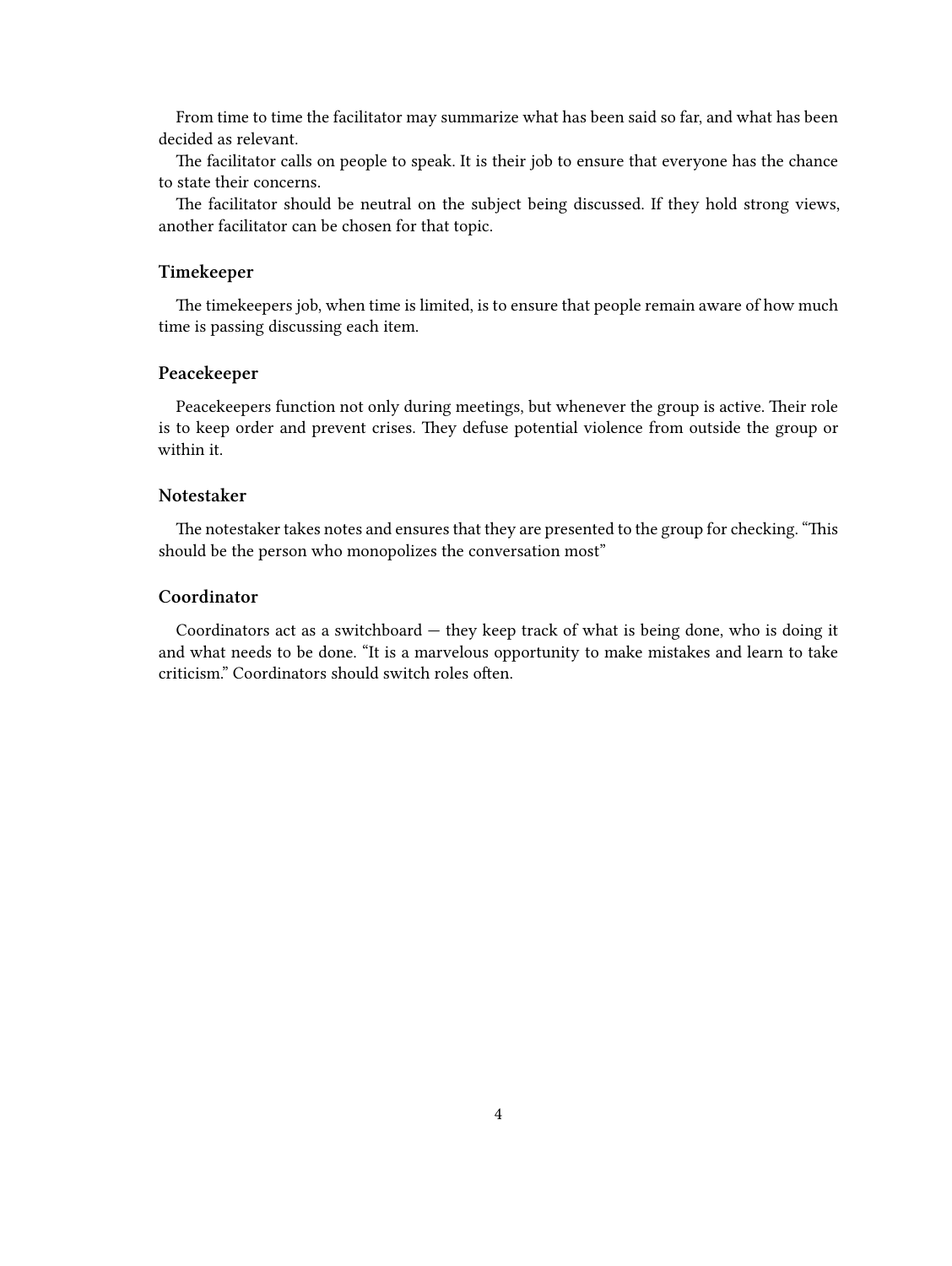From time to time the facilitator may summarize what has been said so far, and what has been decided as relevant.

The facilitator calls on people to speak. It is their job to ensure that everyone has the chance to state their concerns.

The facilitator should be neutral on the subject being discussed. If they hold strong views, another facilitator can be chosen for that topic.

### Timekeeper

The timekeepers job, when time is limited, is to ensure that people remain aware of how much time is passing discussing each item.

### Peacekeeper

Peacekeepers function not only during meetings, but whenever the group is active. Their role is to keep order and prevent crises. They defuse potential violence from outside the group or within it.

### Notestaker

The notestaker takes notes and ensures that they are presented to the group for checking. "This should be the person who monopolizes the conversation most"

### Coordinator

Coordinators act as a switchboard — they keep track of what is being done, who is doing it and what needs to be done. "It is a marvelous opportunity to make mistakes and learn to take criticism." Coordinators should switch roles often.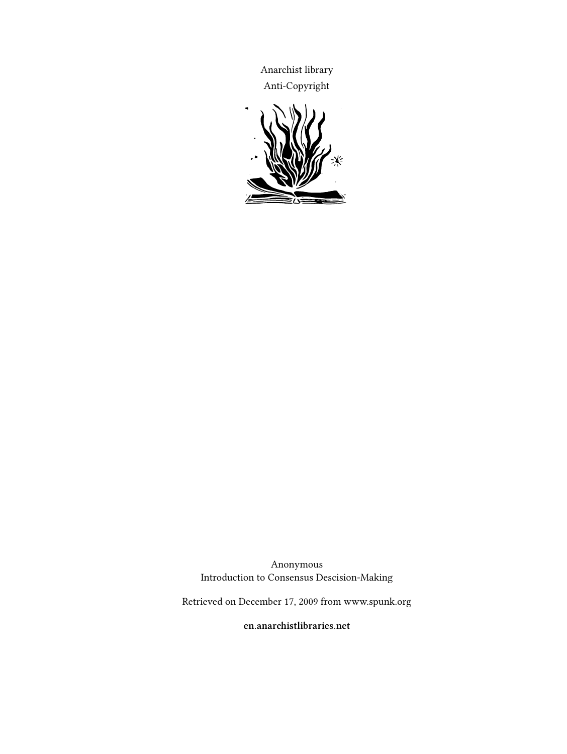Anarchist library
Anti-Copyright

Anonymous
Introduction to Consensus Descision-Making

Retrieved on December 17, 2009 from www.spunk.org

**en.anarchistlibraries.net**